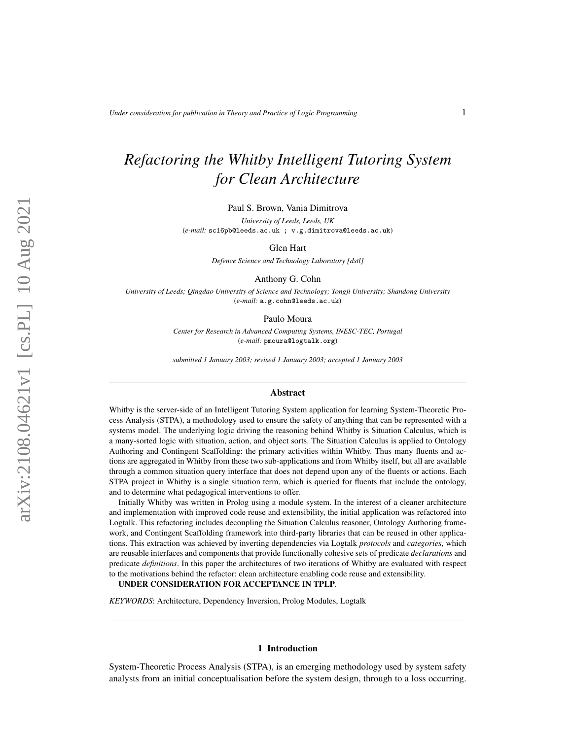# *Refactoring the Whitby Intelligent Tutoring System for Clean Architecture*

Paul S. Brown, Vania Dimitrova

*University of Leeds, Leeds, UK*
(*e-mail:* sc16pb@leeds.ac.uk ; v.g.dimitrova@leeds.ac.uk)

Glen Hart

*Defence Science and Technology Laboratory [dstl]*

Anthony G. Cohn

*University of Leeds; Qingdao University of Science and Technology; Tongji University; Shandong University*
(*e-mail:* a.g.cohn@leeds.ac.uk)

Paulo Moura

*Center for Research in Advanced Computing Systems, INESC-TEC, Portugal*
(*e-mail:* pmoura@logtalk.org)

*submitted 1 January 2003; revised 1 January 2003; accepted 1 January 2003*

## Abstract

Whitby is the server-side of an Intelligent Tutoring System application for learning System-Theoretic Process Analysis (STPA), a methodology used to ensure the safety of anything that can be represented with a systems model. The underlying logic driving the reasoning behind Whitby is Situation Calculus, which is a many-sorted logic with situation, action, and object sorts. The Situation Calculus is applied to Ontology Authoring and Contingent Scaffolding: the primary activities within Whitby. Thus many fluents and actions are aggregated in Whitby from these two sub-applications and from Whitby itself, but all are available through a common situation query interface that does not depend upon any of the fluents or actions. Each STPA project in Whitby is a single situation term, which is queried for fluents that include the ontology, and to determine what pedagogical interventions to offer.

Initially Whitby was written in Prolog using a module system. In the interest of a cleaner architecture and implementation with improved code reuse and extensibility, the initial application was refactored into Logtalk. This refactoring includes decoupling the Situation Calculus reasoner, Ontology Authoring framework, and Contingent Scaffolding framework into third-party libraries that can be reused in other applications. This extraction was achieved by inverting dependencies via Logtalk *protocols* and *categories*, which are reusable interfaces and components that provide functionally cohesive sets of predicate *declarations* and predicate *definitions*. In this paper the architectures of two iterations of Whitby are evaluated with respect to the motivations behind the refactor: clean architecture enabling code reuse and extensibility.

**UNDER CONSIDERATION FOR ACCEPTANCE IN TPLP**.

*KEYWORDS*: Architecture, Dependency Inversion, Prolog Modules, Logtalk

## 1 Introduction

System-Theoretic Process Analysis (STPA), is an emerging methodology used by system safety analysts from an initial conceptualisation before the system design, through to a loss occurring.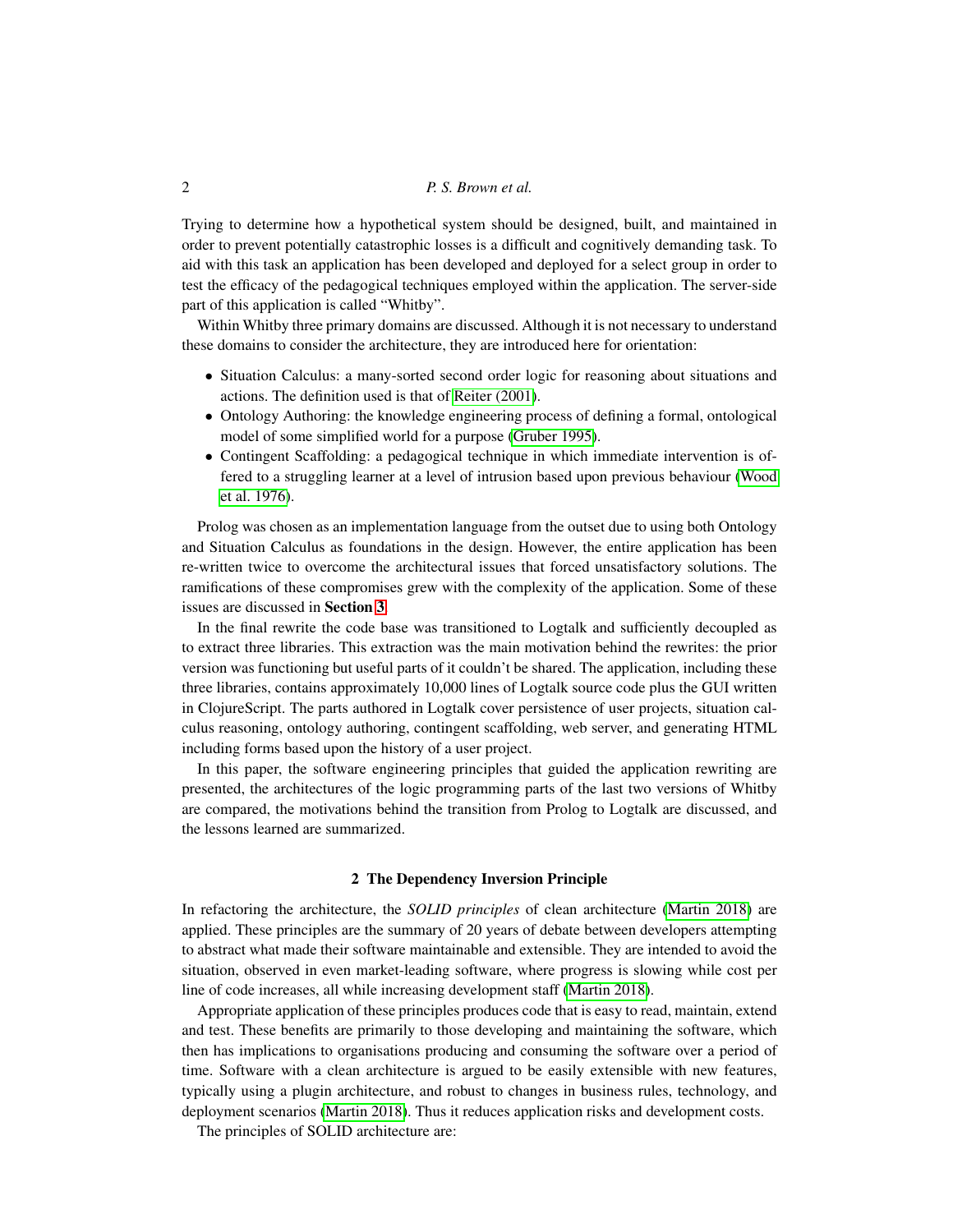Trying to determine how a hypothetical system should be designed, built, and maintained in order to prevent potentially catastrophic losses is a difficult and cognitively demanding task. To aid with this task an application has been developed and deployed for a select group in order to test the efficacy of the pedagogical techniques employed within the application. The server-side part of this application is called "Whitby".

Within Whitby three primary domains are discussed. Although it is not necessary to understand these domains to consider the architecture, they are introduced here for orientation:

- Situation Calculus: a many-sorted second order logic for reasoning about situations and actions. The definition used is that of Reiter (2001).
- Ontology Authoring: the knowledge engineering process of defining a formal, ontological model of some simplified world for a purpose (Gruber 1995).
- Contingent Scaffolding: a pedagogical technique in which immediate intervention is offered to a struggling learner at a level of intrusion based upon previous behaviour (Wood et al. 1976).

Prolog was chosen as an implementation language from the outset due to using both Ontology and Situation Calculus as foundations in the design. However, the entire application has been re-written twice to overcome the architectural issues that forced unsatisfactory solutions. The ramifications of these compromises grew with the complexity of the application. Some of these issues are discussed in **Section 3**.

In the final rewrite the code base was transitioned to Logtalk and sufficiently decoupled as to extract three libraries. This extraction was the main motivation behind the rewrites: the prior version was functioning but useful parts of it couldn't be shared. The application, including these three libraries, contains approximately 10,000 lines of Logtalk source code plus the GUI written in ClojureScript. The parts authored in Logtalk cover persistence of user projects, situation calculus reasoning, ontology authoring, contingent scaffolding, web server, and generating HTML including forms based upon the history of a user project.

In this paper, the software engineering principles that guided the application rewriting are presented, the architectures of the logic programming parts of the last two versions of Whitby are compared, the motivations behind the transition from Prolog to Logtalk are discussed, and the lessons learned are summarized.

## 2 The Dependency Inversion Principle

In refactoring the architecture, the *SOLID principles* of clean architecture (Martin 2018) are applied. These principles are the summary of 20 years of debate between developers attempting to abstract what made their software maintainable and extensible. They are intended to avoid the situation, observed in even market-leading software, where progress is slowing while cost per line of code increases, all while increasing development staff (Martin 2018).

Appropriate application of these principles produces code that is easy to read, maintain, extend and test. These benefits are primarily to those developing and maintaining the software, which then has implications to organisations producing and consuming the software over a period of time. Software with a clean architecture is argued to be easily extensible with new features, typically using a plugin architecture, and robust to changes in business rules, technology, and deployment scenarios (Martin 2018). Thus it reduces application risks and development costs.

The principles of SOLID architecture are: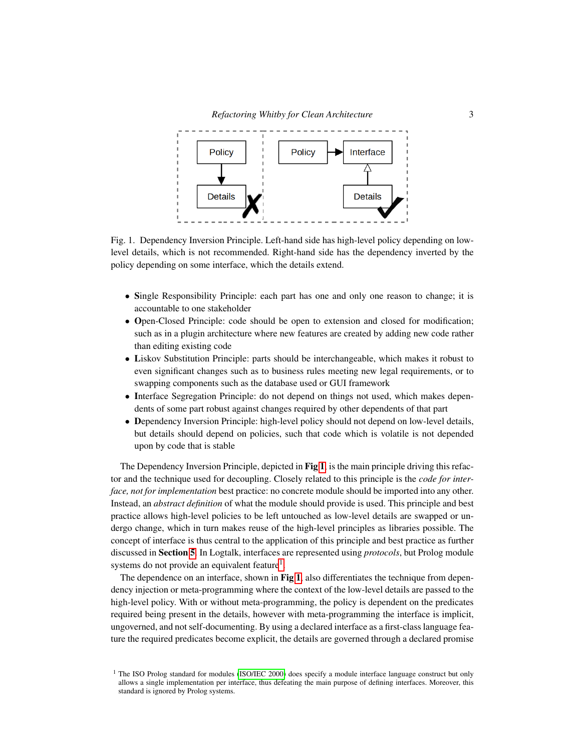Fig. 1. Dependency Inversion Principle. Left-hand side has high-level policy depending on low-level details, which is not recommended. Right-hand side has the dependency inverted by the policy depending on some interface, which the details extend.

- **S**ingle Responsibility Principle: each part has one and only one reason to change; it is accountable to one stakeholder
- **O**pen-Closed Principle: code should be open to extension and closed for modification; such as in a plugin architecture where new features are created by adding new code rather than editing existing code
- **L**iskov Substitution Principle: parts should be interchangeable, which makes it robust to even significant changes such as to business rules meeting new legal requirements, or to swapping components such as the database used or GUI framework
- **I**nterface Segregation Principle: do not depend on things not used, which makes dependents of some part robust against changes required by other dependents of that part
- **D**ependency Inversion Principle: high-level policy should not depend on low-level details, but details should depend on policies, such that code which is volatile is not depended upon by code that is stable

The Dependency Inversion Principle, depicted in **Fig 1**, is the main principle driving this refactor and the technique used for decoupling. Closely related to this principle is the *code for interface, not for implementation* best practice: no concrete module should be imported into any other. Instead, an *abstract definition* of what the module should provide is used. This principle and best practice allows high-level policies to be left untouched as low-level details are swapped or undergo change, which in turn makes reuse of the high-level principles as libraries possible. The concept of interface is thus central to the application of this principle and best practice as further discussed in **Section 5**. In Logtalk, interfaces are represented using *protocols*, but Prolog module systems do not provide an equivalent feature[1].

The dependence on an interface, shown in **Fig 1**, also differentiates the technique from dependency injection or meta-programming where the context of the low-level details are passed to the high-level policy. With or without meta-programming, the policy is dependent on the predicates required being present in the details, however with meta-programming the interface is implicit, ungoverned, and not self-documenting. By using a declared interface as a first-class language feature the required predicates become explicit, the details are governed through a declared promise

[1] The ISO Prolog standard for modules (ISO/IEC 2000) does specify a module interface language construct but only allows a single implementation per interface, thus defeating the main purpose of defining interfaces. Moreover, this standard is ignored by Prolog systems.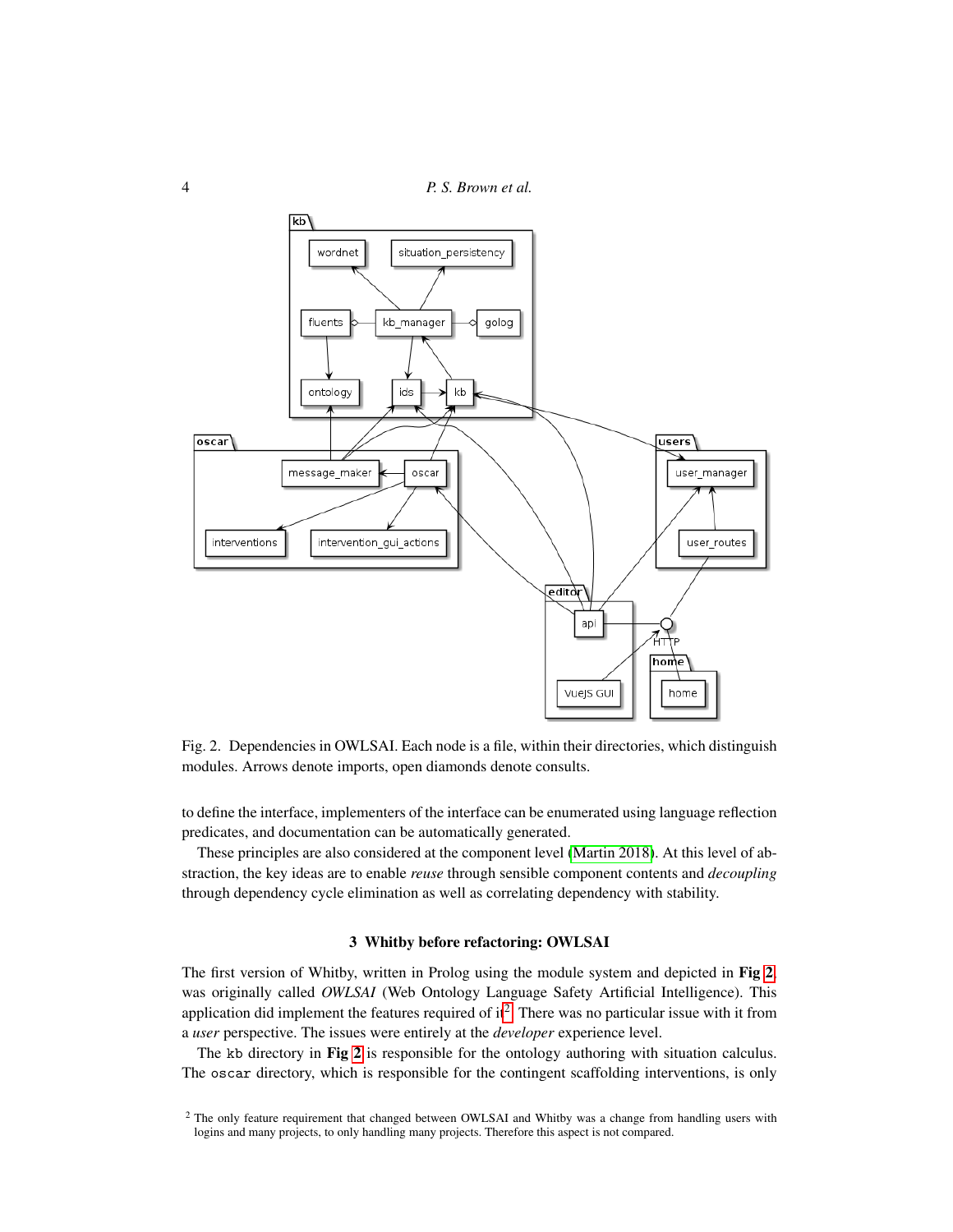Fig. 2. Dependencies in OWLSAI. Each node is a file, within their directories, which distinguish modules. Arrows denote imports, open diamonds denote consults.

to define the interface, implementers of the interface can be enumerated using language reflection predicates, and documentation can be automatically generated.

These principles are also considered at the component level (Martin 2018). At this level of abstraction, the key ideas are to enable *reuse* through sensible component contents and *decoupling* through dependency cycle elimination as well as correlating dependency with stability.

### 3 Whitby before refactoring: OWLSAI

The first version of Whitby, written in Prolog using the module system and depicted in **Fig 2**, was originally called *OWLSAI* (Web Ontology Language Safety Artificial Intelligence). This application did implement the features required of it[2]. There was no particular issue with it from a *user* perspective. The issues were entirely at the *developer* experience level.

The `kb` directory in **Fig 2** is responsible for the ontology authoring with situation calculus. The `oscar` directory, which is responsible for the contingent scaffolding interventions, is only

[2] The only feature requirement that changed between OWLSAI and Whitby was a change from handling users with logins and many projects, to only handling many projects. Therefore this aspect is not compared.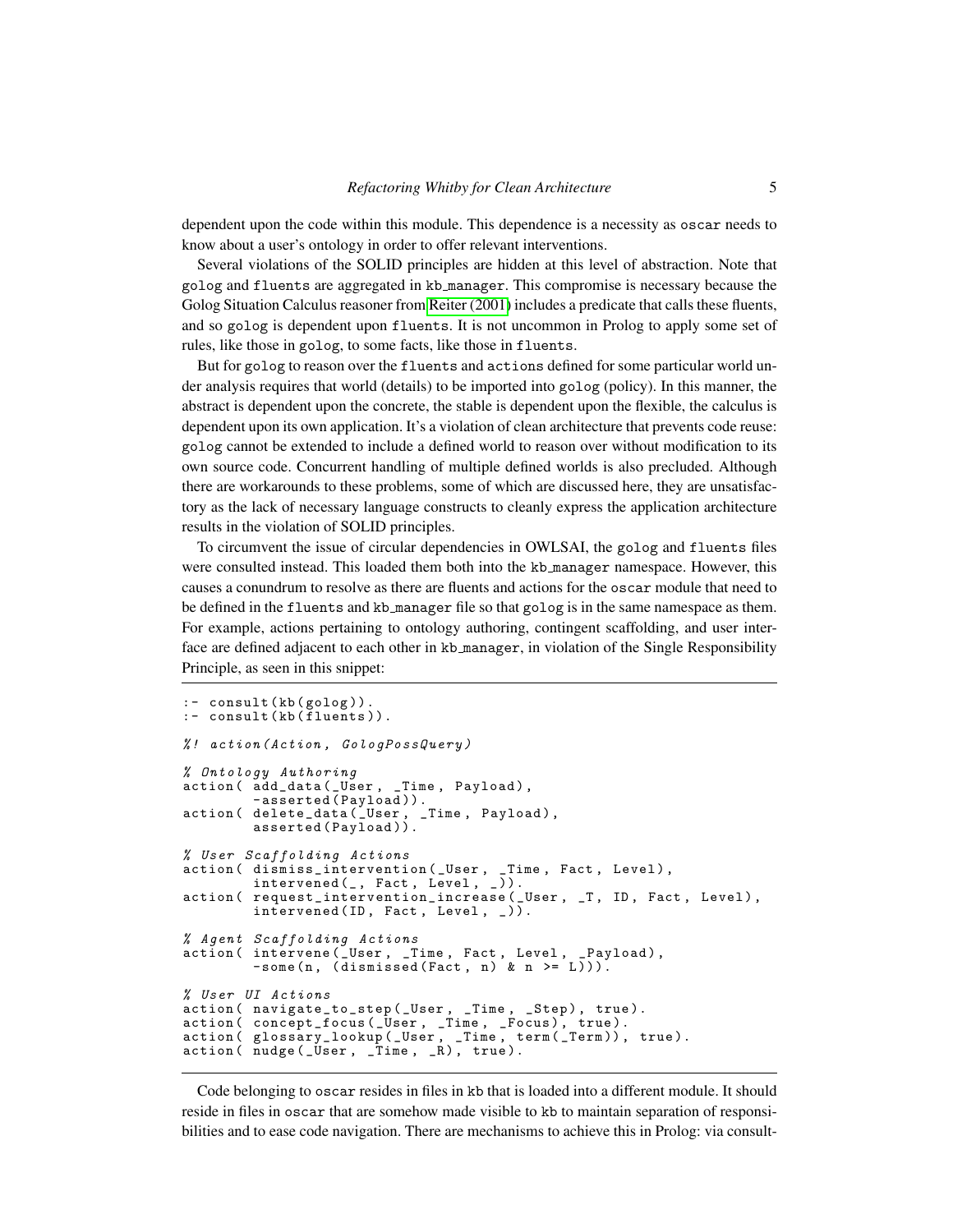dependent upon the code within this module. This dependence is a necessity as oscar needs to know about a user's ontology in order to offer relevant interventions.

Several violations of the SOLID principles are hidden at this level of abstraction. Note that golog and fluents are aggregated in kb_manager. This compromise is necessary because the Golog Situation Calculus reasoner from Reiter (2001) includes a predicate that calls these fluents, and so golog is dependent upon fluents. It is not uncommon in Prolog to apply some set of rules, like those in golog, to some facts, like those in fluents.

But for golog to reason over the fluents and actions defined for some particular world under analysis requires that world (details) to be imported into golog (policy). In this manner, the abstract is dependent upon the concrete, the stable is dependent upon the flexible, the calculus is dependent upon its own application. It's a violation of clean architecture that prevents code reuse: golog cannot be extended to include a defined world to reason over without modification to its own source code. Concurrent handling of multiple defined worlds is also precluded. Although there are workarounds to these problems, some of which are discussed here, they are unsatisfactory as the lack of necessary language constructs to cleanly express the application architecture results in the violation of SOLID principles.

To circumvent the issue of circular dependencies in OWLSAI, the golog and fluents files were consulted instead. This loaded them both into the kb_manager namespace. However, this causes a conundrum to resolve as there are fluents and actions for the oscar module that need to be defined in the fluents and kb_manager file so that golog is in the same namespace as them. For example, actions pertaining to ontology authoring, contingent scaffolding, and user interface are defined adjacent to each other in kb_manager, in violation of the Single Responsibility Principle, as seen in this snippet:

```
:- consult(kb(golog)).
:- consult(kb(fluents)).

%! action(Action, GologPossQuery)

% Ontology Authoring
action( add_data(_User, _Time, Payload),
        -asserted(Payload)).
action( delete_data(_User, _Time, Payload),
        asserted(Payload)).

% User Scaffolding Actions
action( dismiss_intervention(_User, _Time, Fact, Level),
        intervened(_, Fact, Level, _)).
action( request_intervention_increase(_User, _T, ID, Fact, Level),
        intervened(ID, Fact, Level, _)).

% Agent Scaffolding Actions
action( intervene(_User, _Time, Fact, Level, _Payload),
        -some(n, (dismissed(Fact, n) & n >= L))).

% User UI Actions
action( navigate_to_step(_User, _Time, _Step), true).
action( concept_focus(_User, _Time, _Focus), true).
action( glossary_lookup(_User, _Time, term(_Term)), true).
action( nudge(_User, _Time, _R), true).
```

Code belonging to oscar resides in files in kb that is loaded into a different module. It should reside in files in oscar that are somehow made visible to kb to maintain separation of responsibilities and to ease code navigation. There are mechanisms to achieve this in Prolog: via consult-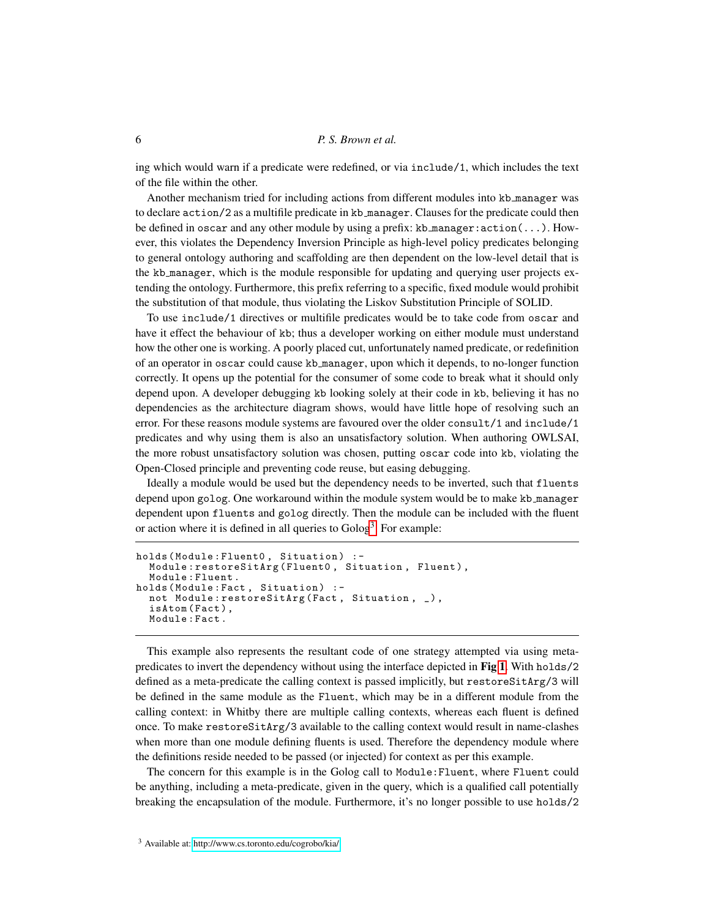ing which would warn if a predicate were redefined, or via `include/1`, which includes the text of the file within the other.

Another mechanism tried for including actions from different modules into `kb_manager` was to declare `action/2` as a multifile predicate in `kb_manager`. Clauses for the predicate could then be defined in `oscar` and any other module by using a prefix: `kb_manager:action(...)`. However, this violates the Dependency Inversion Principle as high-level policy predicates belonging to general ontology authoring and scaffolding are then dependent on the low-level detail that is the `kb_manager`, which is the module responsible for updating and querying user projects extending the ontology. Furthermore, this prefix referring to a specific, fixed module would prohibit the substitution of that module, thus violating the Liskov Substitution Principle of SOLID.

To use `include/1` directives or multifile predicates would be to take code from `oscar` and have it effect the behaviour of `kb`; thus a developer working on either module must understand how the other one is working. A poorly placed cut, unfortunately named predicate, or redefinition of an operator in `oscar` could cause `kb_manager`, upon which it depends, to no-longer function correctly. It opens up the potential for the consumer of some code to break what it should only depend upon. A developer debugging `kb` looking solely at their code in `kb`, believing it has no dependencies as the architecture diagram shows, would have little hope of resolving such an error. For these reasons module systems are favoured over the older `consult/1` and `include/1` predicates and why using them is also an unsatisfactory solution. When authoring OWLSAI, the more robust unsatisfactory solution was chosen, putting `oscar` code into `kb`, violating the Open-Closed principle and preventing code reuse, but easing debugging.

Ideally a module would be used but the dependency needs to be inverted, such that `fluents` depend upon `golog`. One workaround within the module system would be to make `kb_manager` dependent upon `fluents` and `golog` directly. Then the module can be included with the fluent or action where it is defined in all queries to Golog[3]. For example:

```
holds(Module:Fluent0, Situation) :-
  Module:restoreSitArg(Fluent0, Situation, Fluent),
  Module:Fluent.
holds(Module:Fact, Situation) :-
  not Module:restoreSitArg(Fact, Situation, _),
  isAtom(Fact),
  Module:Fact.
```

This example also represents the resultant code of one strategy attempted via using meta-predicates to invert the dependency without using the interface depicted in **Fig 1**. With `holds/2` defined as a meta-predicate the calling context is passed implicitly, but `restoreSitArg/3` will be defined in the same module as the `Fluent`, which may be in a different module from the calling context: in Whitby there are multiple calling contexts, whereas each fluent is defined once. To make `restoreSitArg/3` available to the calling context would result in name-clashes when more than one module defining fluents is used. Therefore the dependency module where the definitions reside needed to be passed (or injected) for context as per this example.

The concern for this example is in the Golog call to `Module:Fluent`, where `Fluent` could be anything, including a meta-predicate, given in the query, which is a qualified call potentially breaking the encapsulation of the module. Furthermore, it's no longer possible to use `holds/2`

[3] Available at: http://www.cs.toronto.edu/cogrobo/kia/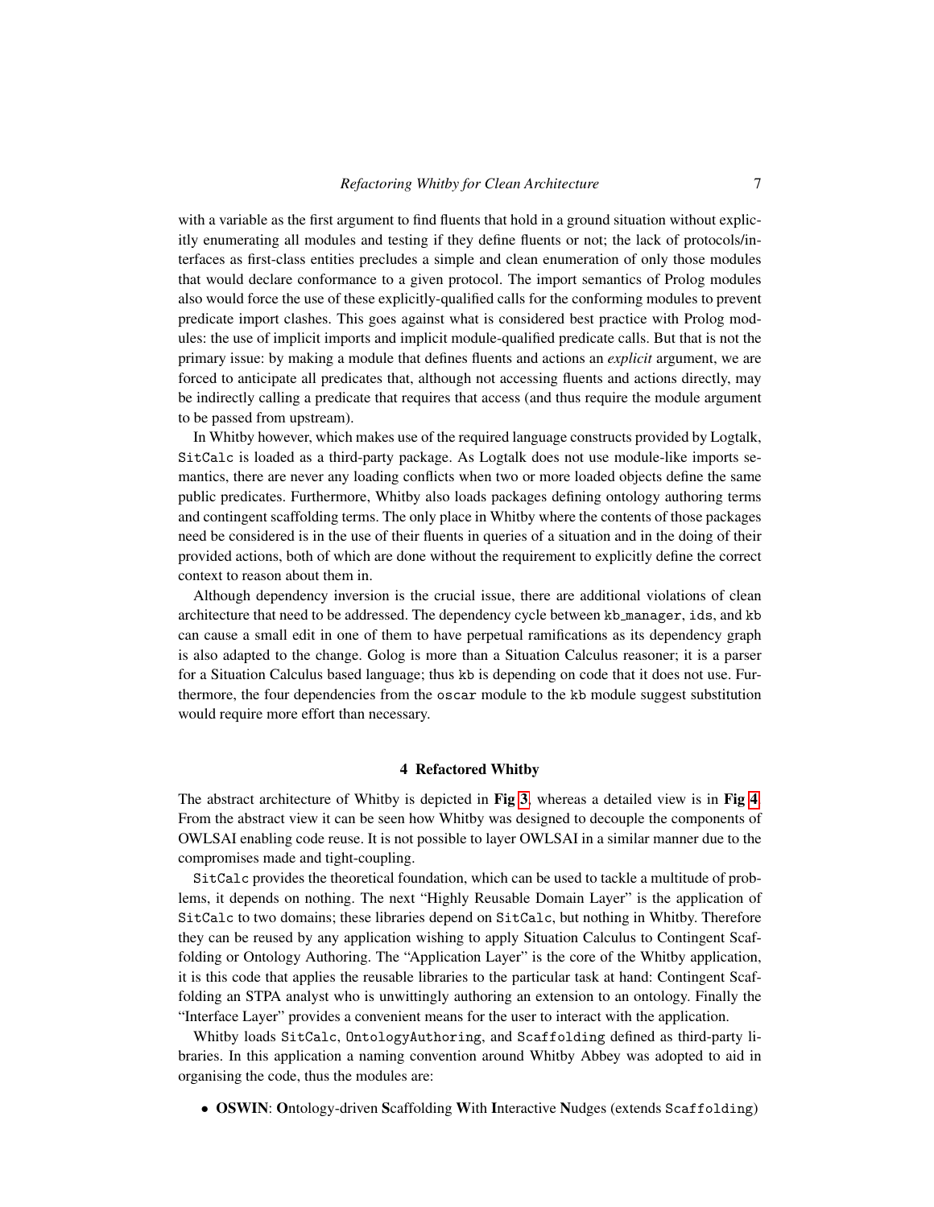with a variable as the first argument to find fluents that hold in a ground situation without explicitly enumerating all modules and testing if they define fluents or not; the lack of protocols/interfaces as first-class entities precludes a simple and clean enumeration of only those modules that would declare conformance to a given protocol. The import semantics of Prolog modules also would force the use of these explicitly-qualified calls for the conforming modules to prevent predicate import clashes. This goes against what is considered best practice with Prolog modules: the use of implicit imports and implicit module-qualified predicate calls. But that is not the primary issue: by making a module that defines fluents and actions an *explicit* argument, we are forced to anticipate all predicates that, although not accessing fluents and actions directly, may be indirectly calling a predicate that requires that access (and thus require the module argument to be passed from upstream).

In Whitby however, which makes use of the required language constructs provided by Logtalk, `SitCalc` is loaded as a third-party package. As Logtalk does not use module-like imports semantics, there are never any loading conflicts when two or more loaded objects define the same public predicates. Furthermore, Whitby also loads packages defining ontology authoring terms and contingent scaffolding terms. The only place in Whitby where the contents of those packages need be considered is in the use of their fluents in queries of a situation and in the doing of their provided actions, both of which are done without the requirement to explicitly define the correct context to reason about them in.

Although dependency inversion is the crucial issue, there are additional violations of clean architecture that need to be addressed. The dependency cycle between `kb_manager`, `ids`, and `kb` can cause a small edit in one of them to have perpetual ramifications as its dependency graph is also adapted to the change. Golog is more than a Situation Calculus reasoner; it is a parser for a Situation Calculus based language; thus `kb` is depending on code that it does not use. Furthermore, the four dependencies from the `oscar` module to the `kb` module suggest substitution would require more effort than necessary.

## 4 Refactored Whitby

The abstract architecture of Whitby is depicted in **Fig 3**, whereas a detailed view is in **Fig 4**. From the abstract view it can be seen how Whitby was designed to decouple the components of OWLSAI enabling code reuse. It is not possible to layer OWLSAI in a similar manner due to the compromises made and tight-coupling.

`SitCalc` provides the theoretical foundation, which can be used to tackle a multitude of problems, it depends on nothing. The next "Highly Reusable Domain Layer" is the application of `SitCalc` to two domains; these libraries depend on `SitCalc`, but nothing in Whitby. Therefore they can be reused by any application wishing to apply Situation Calculus to Contingent Scaffolding or Ontology Authoring. The "Application Layer" is the core of the Whitby application, it is this code that applies the reusable libraries to the particular task at hand: Contingent Scaffolding an STPA analyst who is unwittingly authoring an extension to an ontology. Finally the "Interface Layer" provides a convenient means for the user to interact with the application.

Whitby loads `SitCalc`, `OntologyAuthoring`, and `Scaffolding` defined as third-party libraries. In this application a naming convention around Whitby Abbey was adopted to aid in organising the code, thus the modules are:

- **OSWIN**: **O**ntology-driven **S**caffolding **W**ith **I**nteractive **N**udges (extends `Scaffolding`)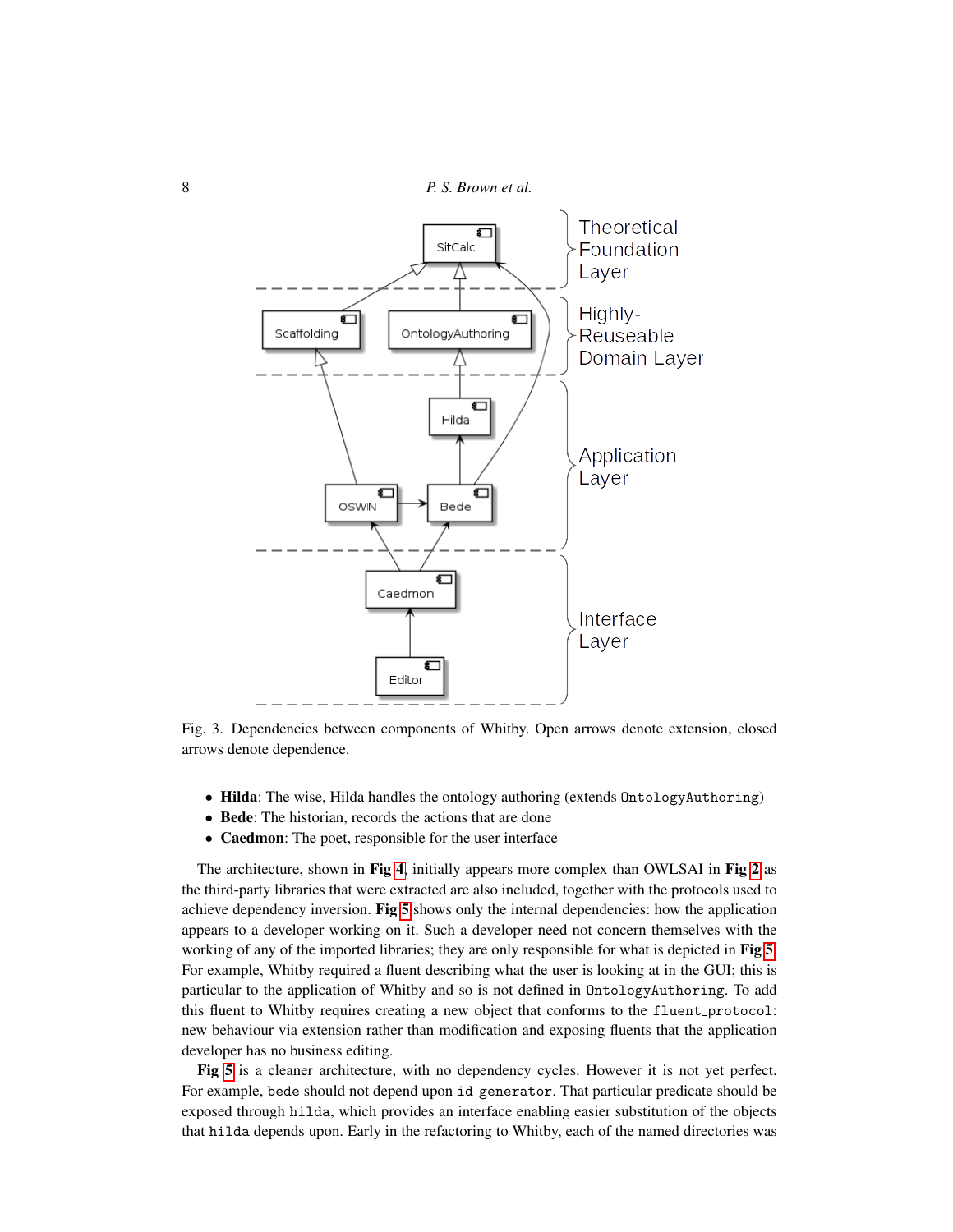Fig. 3. Dependencies between components of Whitby. Open arrows denote extension, closed arrows denote dependence.

- **Hilda**: The wise, Hilda handles the ontology authoring (extends `OntologyAuthoring`)
- **Bede**: The historian, records the actions that are done
- **Caedmon**: The poet, responsible for the user interface

The architecture, shown in **Fig 4**, initially appears more complex than OWLSAI in **Fig 2** as the third-party libraries that were extracted are also included, together with the protocols used to achieve dependency inversion. **Fig 5** shows only the internal dependencies: how the application appears to a developer working on it. Such a developer need not concern themselves with the working of any of the imported libraries; they are only responsible for what is depicted in **Fig 5**. For example, Whitby required a fluent describing what the user is looking at in the GUI; this is particular to the application of Whitby and so is not defined in `OntologyAuthoring`. To add this fluent to Whitby requires creating a new object that conforms to the `fluent_protocol`: new behaviour via extension rather than modification and exposing fluents that the application developer has no business editing.

**Fig 5** is a cleaner architecture, with no dependency cycles. However it is not yet perfect. For example, `bede` should not depend upon `id_generator`. That particular predicate should be exposed through `hilda`, which provides an interface enabling easier substitution of the objects that `hilda` depends upon. Early in the refactoring to Whitby, each of the named directories was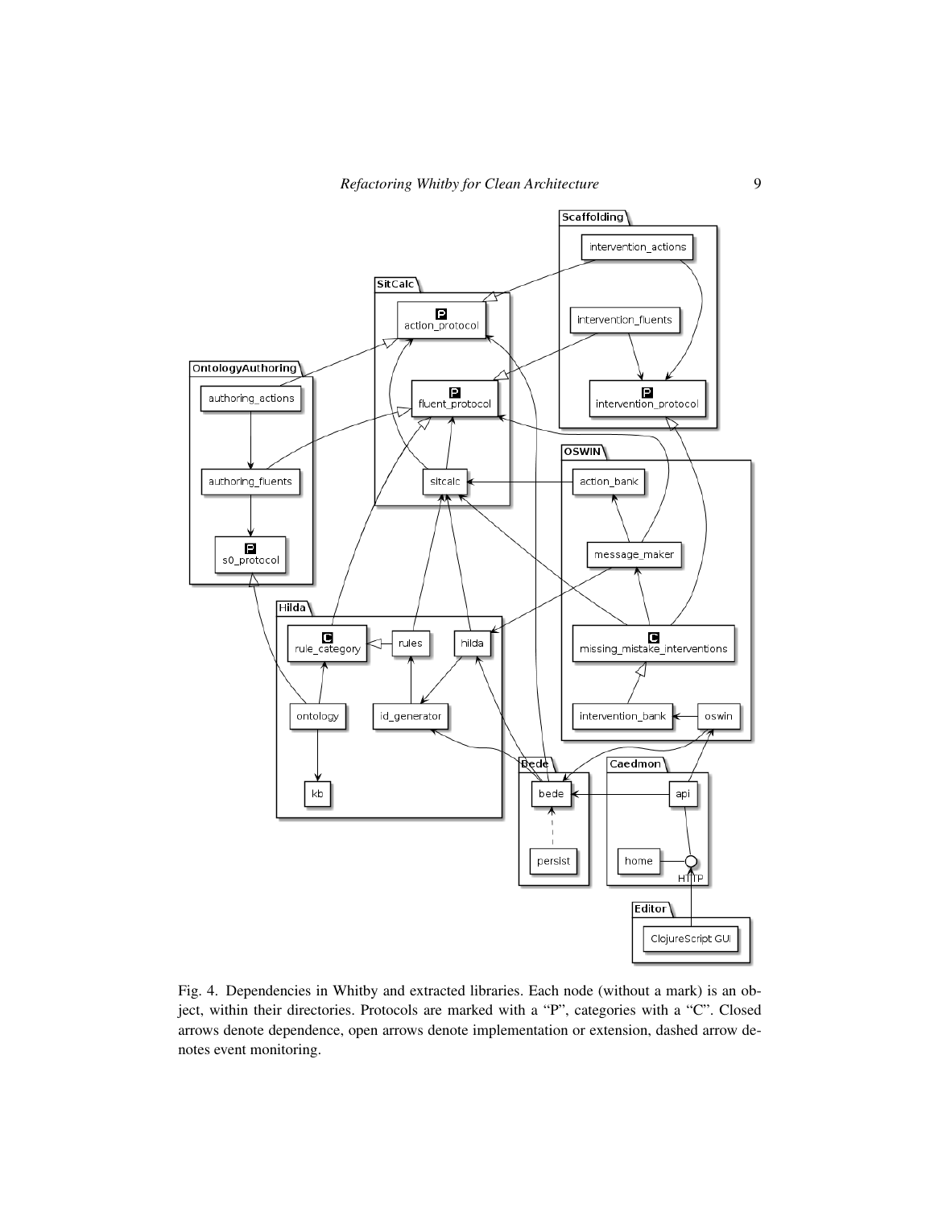Fig. 4. Dependencies in Whitby and extracted libraries. Each node (without a mark) is an object, within their directories. Protocols are marked with a "P", categories with a "C". Closed arrows denote dependence, open arrows denote implementation or extension, dashed arrow denotes event monitoring.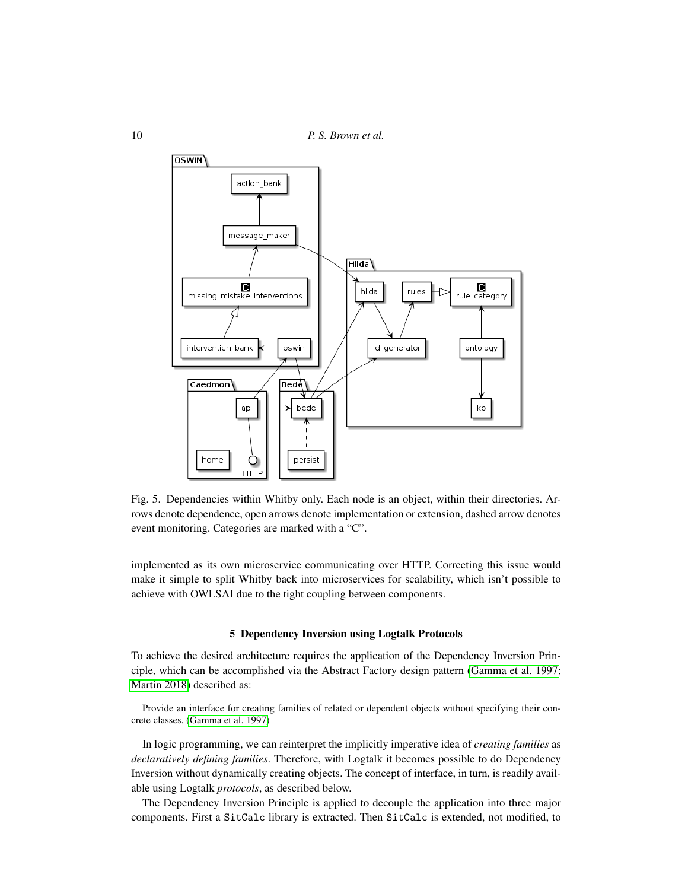Fig. 5. Dependencies within Whitby only. Each node is an object, within their directories. Arrows denote dependence, open arrows denote implementation or extension, dashed arrow denotes event monitoring. Categories are marked with a "C".

implemented as its own microservice communicating over HTTP. Correcting this issue would make it simple to split Whitby back into microservices for scalability, which isn't possible to achieve with OWLSAI due to the tight coupling between components.

## 5 Dependency Inversion using Logtalk Protocols

To achieve the desired architecture requires the application of the Dependency Inversion Principle, which can be accomplished via the Abstract Factory design pattern (Gamma et al. 1997; Martin 2018) described as:

> Provide an interface for creating families of related or dependent objects without specifying their concrete classes. (Gamma et al. 1997)

In logic programming, we can reinterpret the implicitly imperative idea of *creating families* as *declaratively defining families*. Therefore, with Logtalk it becomes possible to do Dependency Inversion without dynamically creating objects. The concept of interface, in turn, is readily available using Logtalk *protocols*, as described below.

The Dependency Inversion Principle is applied to decouple the application into three major components. First a `SitCalc` library is extracted. Then `SitCalc` is extended, not modified, to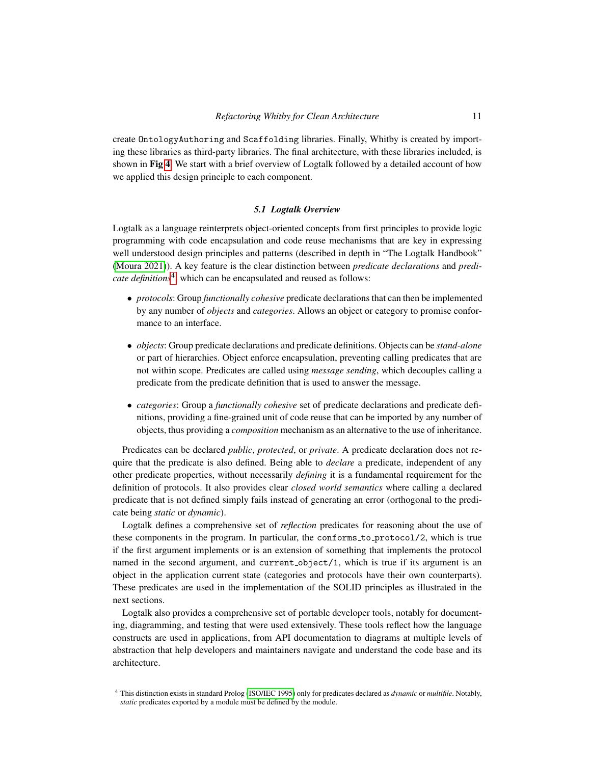create `OntologyAuthoring` and `Scaffolding` libraries. Finally, Whitby is created by importing these libraries as third-party libraries. The final architecture, with these libraries included, is shown in **Fig 4**. We start with a brief overview of Logtalk followed by a detailed account of how we applied this design principle to each component.

### *5.1 Logtalk Overview*

Logtalk as a language reinterprets object-oriented concepts from first principles to provide logic programming with code encapsulation and code reuse mechanisms that are key in expressing well understood design principles and patterns (described in depth in "The Logtalk Handbook" (Moura 2021)). A key feature is the clear distinction between *predicate declarations* and *predicate definitions*[4], which can be encapsulated and reused as follows:

- *protocols*: Group *functionally cohesive* predicate declarations that can then be implemented by any number of *objects* and *categories*. Allows an object or category to promise conformance to an interface.
- *objects*: Group predicate declarations and predicate definitions. Objects can be *stand-alone* or part of hierarchies. Object enforce encapsulation, preventing calling predicates that are not within scope. Predicates are called using *message sending*, which decouples calling a predicate from the predicate definition that is used to answer the message.
- *categories*: Group a *functionally cohesive* set of predicate declarations and predicate definitions, providing a fine-grained unit of code reuse that can be imported by any number of objects, thus providing a *composition* mechanism as an alternative to the use of inheritance.

Predicates can be declared *public*, *protected*, or *private*. A predicate declaration does not require that the predicate is also defined. Being able to *declare* a predicate, independent of any other predicate properties, without necessarily *defining* it is a fundamental requirement for the definition of protocols. It also provides clear *closed world semantics* where calling a declared predicate that is not defined simply fails instead of generating an error (orthogonal to the predicate being *static* or *dynamic*).

Logtalk defines a comprehensive set of *reflection* predicates for reasoning about the use of these components in the program. In particular, the `conforms_to_protocol/2`, which is true if the first argument implements or is an extension of something that implements the protocol named in the second argument, and `current_object/1`, which is true if its argument is an object in the application current state (categories and protocols have their own counterparts). These predicates are used in the implementation of the SOLID principles as illustrated in the next sections.

Logtalk also provides a comprehensive set of portable developer tools, notably for documenting, diagramming, and testing that were used extensively. These tools reflect how the language constructs are used in applications, from API documentation to diagrams at multiple levels of abstraction that help developers and maintainers navigate and understand the code base and its architecture.

[4] This distinction exists in standard Prolog (ISO/IEC 1995) only for predicates declared as *dynamic* or *multifile*. Notably, *static* predicates exported by a module must be defined by the module.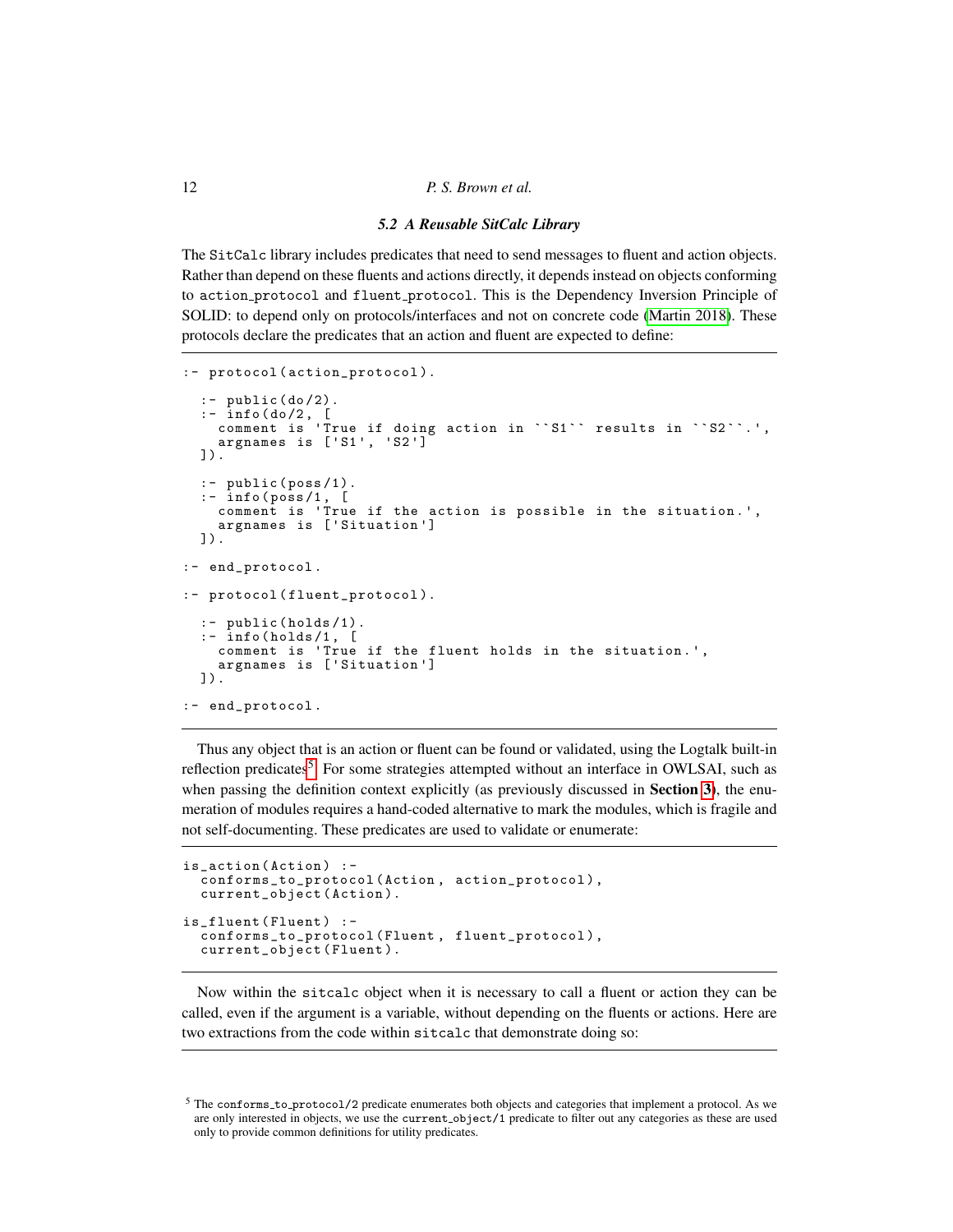### 5.2 A Reusable SitCalc Library

The `SitCalc` library includes predicates that need to send messages to fluent and action objects. Rather than depend on these fluents and actions directly, it depends instead on objects conforming to `action_protocol` and `fluent_protocol`. This is the Dependency Inversion Principle of SOLID: to depend only on protocols/interfaces and not on concrete code (Martin 2018). These protocols declare the predicates that an action and fluent are expected to define:

```
:- protocol(action_protocol).

  :- public(do/2).
  :- info(do/2, [
    comment is 'True if doing action in ``S1`` results in ``S2``.',
    argnames is ['S1', 'S2']
  ]).

  :- public(poss/1).
  :- info(poss/1, [
    comment is 'True if the action is possible in the situation.',
    argnames is ['Situation']
  ]).

:- end_protocol.

:- protocol(fluent_protocol).

  :- public(holds/1).
  :- info(holds/1, [
    comment is 'True if the fluent holds in the situation.',
    argnames is ['Situation']
  ]).

:- end_protocol.
```

Thus any object that is an action or fluent can be found or validated, using the Logtalk built-in reflection predicates[5]. For some strategies attempted without an interface in OWLSAI, such as when passing the definition context explicitly (as previously discussed in **Section 3**), the enumeration of modules requires a hand-coded alternative to mark the modules, which is fragile and not self-documenting. These predicates are used to validate or enumerate:

```
is_action(Action) :-
  conforms_to_protocol(Action, action_protocol),
  current_object(Action).

is_fluent(Fluent) :-
  conforms_to_protocol(Fluent, fluent_protocol),
  current_object(Fluent).
```

Now within the `sitcalc` object when it is necessary to call a fluent or action they can be called, even if the argument is a variable, without depending on the fluents or actions. Here are two extractions from the code within `sitcalc` that demonstrate doing so:

[5] The `conforms_to_protocol/2` predicate enumerates both objects and categories that implement a protocol. As we are only interested in objects, we use the `current_object/1` predicate to filter out any categories as these are used only to provide common definitions for utility predicates.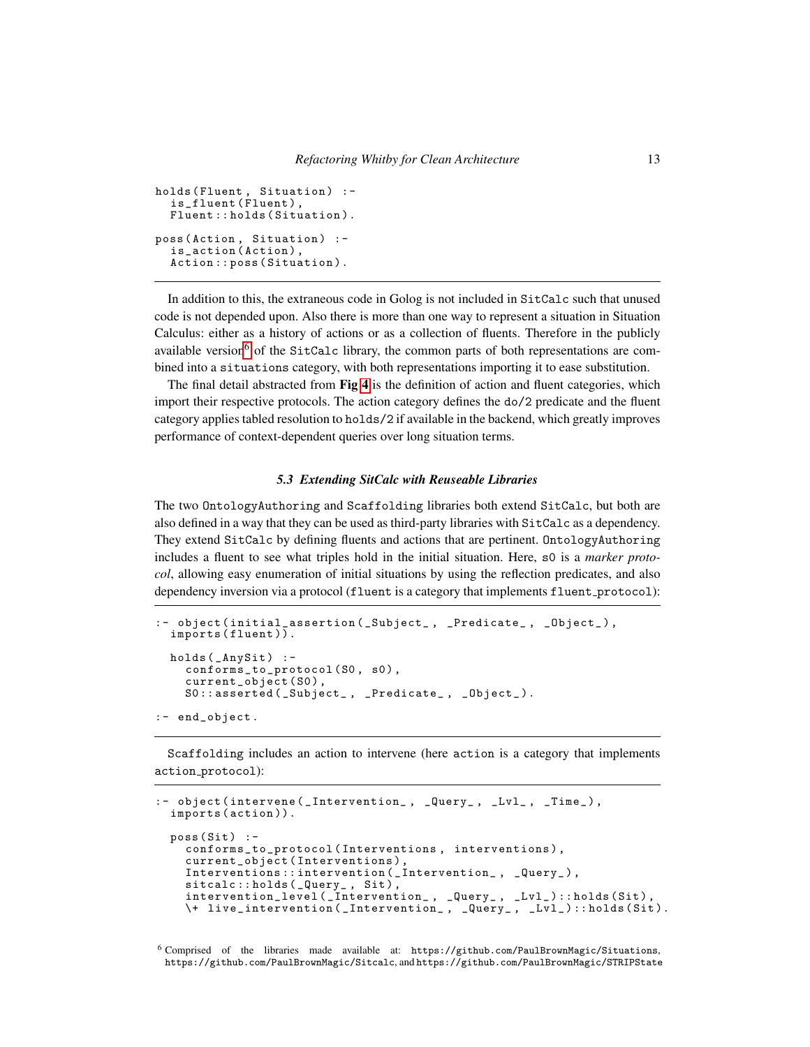```
holds(Fluent, Situation) :-
  is_fluent(Fluent),
  Fluent::holds(Situation).

poss(Action, Situation) :-
  is_action(Action),
  Action::poss(Situation).
```

In addition to this, the extraneous code in Golog is not included in `SitCalc` such that unused code is not depended upon. Also there is more than one way to represent a situation in Situation Calculus: either as a history of actions or as a collection of fluents. Therefore in the publicly available version[6] of the `SitCalc` library, the common parts of both representations are combined into a `situations` category, with both representations importing it to ease substitution.

The final detail abstracted from **Fig 4** is the definition of action and fluent categories, which import their respective protocols. The action category defines the `do/2` predicate and the fluent category applies tabled resolution to `holds/2` if available in the backend, which greatly improves performance of context-dependent queries over long situation terms.

### *5.3 Extending SitCalc with Reuseable Libraries*

The two `OntologyAuthoring` and `Scaffolding` libraries both extend `SitCalc`, but both are also defined in a way that they can be used as third-party libraries with `SitCalc` as a dependency. They extend `SitCalc` by defining fluents and actions that are pertinent. `OntologyAuthoring` includes a fluent to see what triples hold in the initial situation. Here, `s0` is a *marker protocol*, allowing easy enumeration of initial situations by using the reflection predicates, and also dependency inversion via a protocol (`fluent` is a category that implements `fluent_protocol`):

```
:- object(initial_assertion(_Subject_, _Predicate_, _Object_),
  imports(fluent)).

  holds(_AnySit) :-
    conforms_to_protocol(S0, s0),
    current_object(S0),
    S0::asserted(_Subject_, _Predicate_, _Object_).

:- end_object.
```

`Scaffolding` includes an action to intervene (here `action` is a category that implements `action_protocol`):

```
:- object(intervene(_Intervention_, _Query_, _Lvl_, _Time_),
  imports(action)).

  poss(Sit) :-
    conforms_to_protocol(Interventions, interventions),
    current_object(Interventions),
    Interventions::intervention(_Intervention_, _Query_),
    sitcalc::holds(_Query_, Sit),
    intervention_level(_Intervention_, _Query_, _Lvl_)::holds(Sit),
    \+ live_intervention(_Intervention_, _Query_, _Lvl_)::holds(Sit).
```

[6] Comprised of the libraries made available at: https://github.com/PaulBrownMagic/Situations, https://github.com/PaulBrownMagic/Sitcalc, and https://github.com/PaulBrownMagic/STRIPState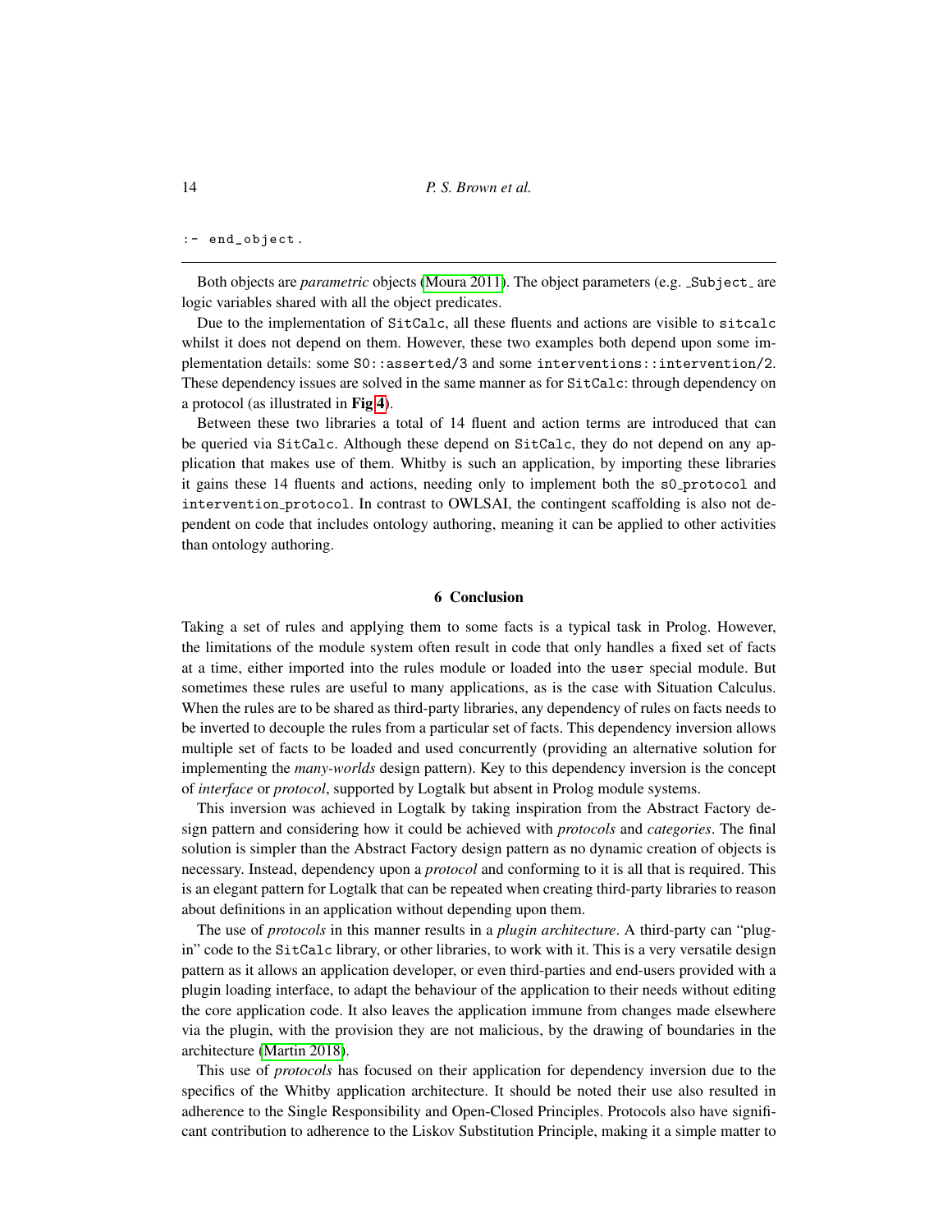```
:- end_object.
```

Both objects are *parametric* objects (Moura 2011). The object parameters (e.g. _Subject_ are logic variables shared with all the object predicates.

Due to the implementation of SitCalc, all these fluents and actions are visible to sitcalc whilst it does not depend on them. However, these two examples both depend upon some implementation details: some S0::asserted/3 and some interventions::intervention/2. These dependency issues are solved in the same manner as for SitCalc: through dependency on a protocol (as illustrated in **Fig 4**).

Between these two libraries a total of 14 fluent and action terms are introduced that can be queried via SitCalc. Although these depend on SitCalc, they do not depend on any application that makes use of them. Whitby is such an application, by importing these libraries it gains these 14 fluents and actions, needing only to implement both the s0_protocol and intervention_protocol. In contrast to OWLSAI, the contingent scaffolding is also not dependent on code that includes ontology authoring, meaning it can be applied to other activities than ontology authoring.

## 6 Conclusion

Taking a set of rules and applying them to some facts is a typical task in Prolog. However, the limitations of the module system often result in code that only handles a fixed set of facts at a time, either imported into the rules module or loaded into the user special module. But sometimes these rules are useful to many applications, as is the case with Situation Calculus. When the rules are to be shared as third-party libraries, any dependency of rules on facts needs to be inverted to decouple the rules from a particular set of facts. This dependency inversion allows multiple set of facts to be loaded and used concurrently (providing an alternative solution for implementing the *many-worlds* design pattern). Key to this dependency inversion is the concept of *interface* or *protocol*, supported by Logtalk but absent in Prolog module systems.

This inversion was achieved in Logtalk by taking inspiration from the Abstract Factory design pattern and considering how it could be achieved with *protocols* and *categories*. The final solution is simpler than the Abstract Factory design pattern as no dynamic creation of objects is necessary. Instead, dependency upon a *protocol* and conforming to it is all that is required. This is an elegant pattern for Logtalk that can be repeated when creating third-party libraries to reason about definitions in an application without depending upon them.

The use of *protocols* in this manner results in a *plugin architecture*. A third-party can "plug-in" code to the SitCalc library, or other libraries, to work with it. This is a very versatile design pattern as it allows an application developer, or even third-parties and end-users provided with a plugin loading interface, to adapt the behaviour of the application to their needs without editing the core application code. It also leaves the application immune from changes made elsewhere via the plugin, with the provision they are not malicious, by the drawing of boundaries in the architecture (Martin 2018).

This use of *protocols* has focused on their application for dependency inversion due to the specifics of the Whitby application architecture. It should be noted their use also resulted in adherence to the Single Responsibility and Open-Closed Principles. Protocols also have significant contribution to adherence to the Liskov Substitution Principle, making it a simple matter to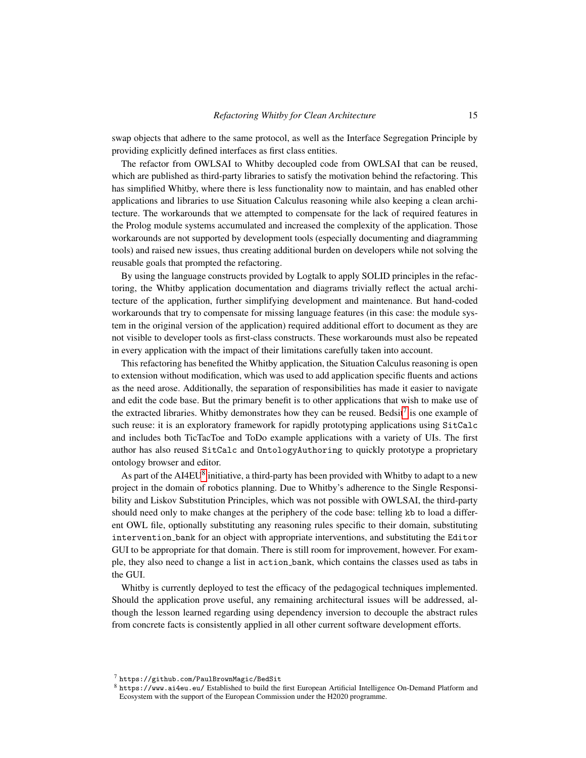swap objects that adhere to the same protocol, as well as the Interface Segregation Principle by providing explicitly defined interfaces as first class entities.

The refactor from OWLSAI to Whitby decoupled code from OWLSAI that can be reused, which are published as third-party libraries to satisfy the motivation behind the refactoring. This has simplified Whitby, where there is less functionality now to maintain, and has enabled other applications and libraries to use Situation Calculus reasoning while also keeping a clean architecture. The workarounds that we attempted to compensate for the lack of required features in the Prolog module systems accumulated and increased the complexity of the application. Those workarounds are not supported by development tools (especially documenting and diagramming tools) and raised new issues, thus creating additional burden on developers while not solving the reusable goals that prompted the refactoring.

By using the language constructs provided by Logtalk to apply SOLID principles in the refactoring, the Whitby application documentation and diagrams trivially reflect the actual architecture of the application, further simplifying development and maintenance. But hand-coded workarounds that try to compensate for missing language features (in this case: the module system in the original version of the application) required additional effort to document as they are not visible to developer tools as first-class constructs. These workarounds must also be repeated in every application with the impact of their limitations carefully taken into account.

This refactoring has benefited the Whitby application, the Situation Calculus reasoning is open to extension without modification, which was used to add application specific fluents and actions as the need arose. Additionally, the separation of responsibilities has made it easier to navigate and edit the code base. But the primary benefit is to other applications that wish to make use of the extracted libraries. Whitby demonstrates how they can be reused. Bedsit[7] is one example of such reuse: it is an exploratory framework for rapidly prototyping applications using `SitCalc` and includes both TicTacToe and ToDo example applications with a variety of UIs. The first author has also reused `SitCalc` and `OntologyAuthoring` to quickly prototype a proprietary ontology browser and editor.

As part of the AI4EU[8] initiative, a third-party has been provided with Whitby to adapt to a new project in the domain of robotics planning. Due to Whitby's adherence to the Single Responsibility and Liskov Substitution Principles, which was not possible with OWLSAI, the third-party should need only to make changes at the periphery of the code base: telling `kb` to load a different OWL file, optionally substituting any reasoning rules specific to their domain, substituting `intervention_bank` for an object with appropriate interventions, and substituting the `Editor` GUI to be appropriate for that domain. There is still room for improvement, however. For example, they also need to change a list in `action_bank`, which contains the classes used as tabs in the GUI.

Whitby is currently deployed to test the efficacy of the pedagogical techniques implemented. Should the application prove useful, any remaining architectural issues will be addressed, although the lesson learned regarding using dependency inversion to decouple the abstract rules from concrete facts is consistently applied in all other current software development efforts.

[7] `https://github.com/PaulBrownMagic/BedSit`

[8] `https://www.ai4eu.eu/` Established to build the first European Artificial Intelligence On-Demand Platform and Ecosystem with the support of the European Commission under the H2020 programme.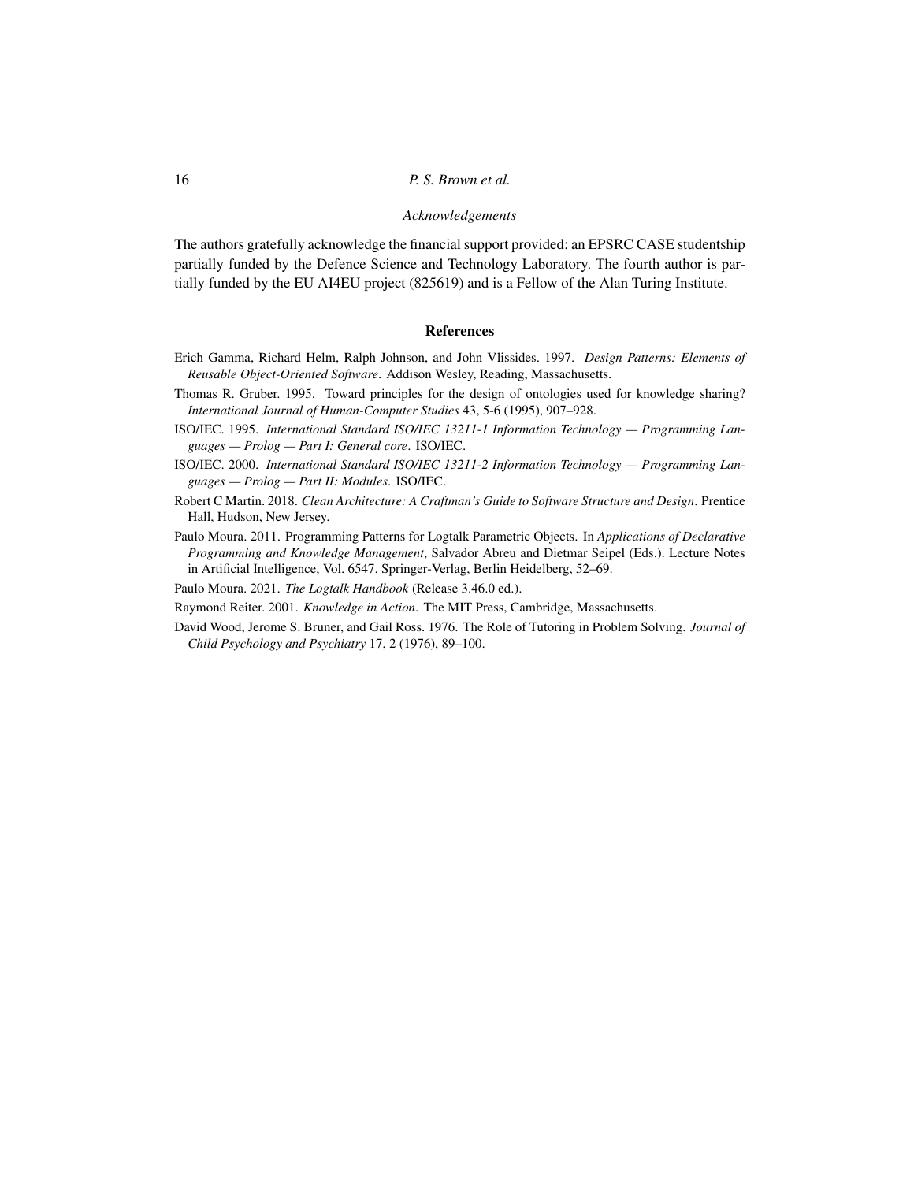*Acknowledgements*

The authors gratefully acknowledge the financial support provided: an EPSRC CASE studentship partially funded by the Defence Science and Technology Laboratory. The fourth author is partially funded by the EU AI4EU project (825619) and is a Fellow of the Alan Turing Institute.

## References

Erich Gamma, Richard Helm, Ralph Johnson, and John Vlissides. 1997. *Design Patterns: Elements of Reusable Object-Oriented Software*. Addison Wesley, Reading, Massachusetts.

Thomas R. Gruber. 1995. Toward principles for the design of ontologies used for knowledge sharing? *International Journal of Human-Computer Studies* 43, 5-6 (1995), 907–928.

ISO/IEC. 1995. *International Standard ISO/IEC 13211-1 Information Technology — Programming Languages — Prolog — Part I: General core*. ISO/IEC.

ISO/IEC. 2000. *International Standard ISO/IEC 13211-2 Information Technology — Programming Languages — Prolog — Part II: Modules*. ISO/IEC.

Robert C Martin. 2018. *Clean Architecture: A Craftman's Guide to Software Structure and Design*. Prentice Hall, Hudson, New Jersey.

Paulo Moura. 2011. Programming Patterns for Logtalk Parametric Objects. In *Applications of Declarative Programming and Knowledge Management*, Salvador Abreu and Dietmar Seipel (Eds.). Lecture Notes in Artificial Intelligence, Vol. 6547. Springer-Verlag, Berlin Heidelberg, 52–69.

Paulo Moura. 2021. *The Logtalk Handbook* (Release 3.46.0 ed.).

Raymond Reiter. 2001. *Knowledge in Action*. The MIT Press, Cambridge, Massachusetts.

David Wood, Jerome S. Bruner, and Gail Ross. 1976. The Role of Tutoring in Problem Solving. *Journal of Child Psychology and Psychiatry* 17, 2 (1976), 89–100.